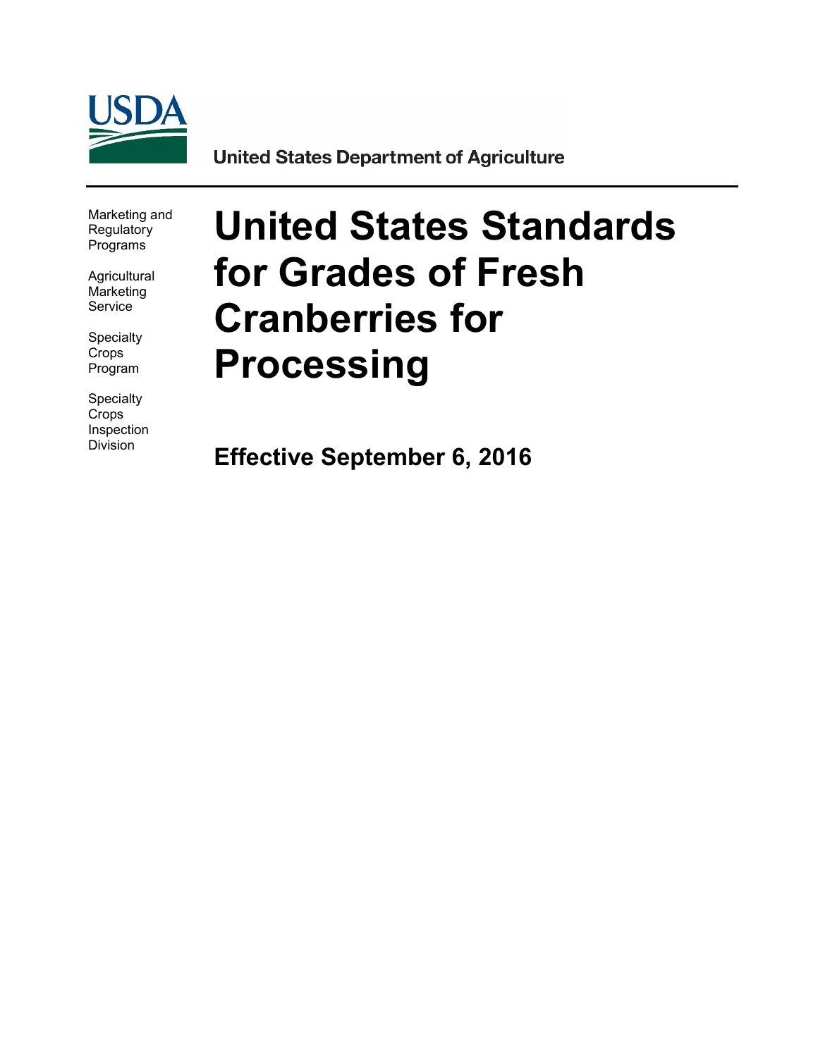USDA

United States Department of Agriculture

Marketing and Regulatory Programs

Agricultural Marketing Service

Specialty Crops Program

Specialty Crops Inspection Division

# United States Standards for Grades of Fresh Cranberries for Processing

**Effective September 6, 2016**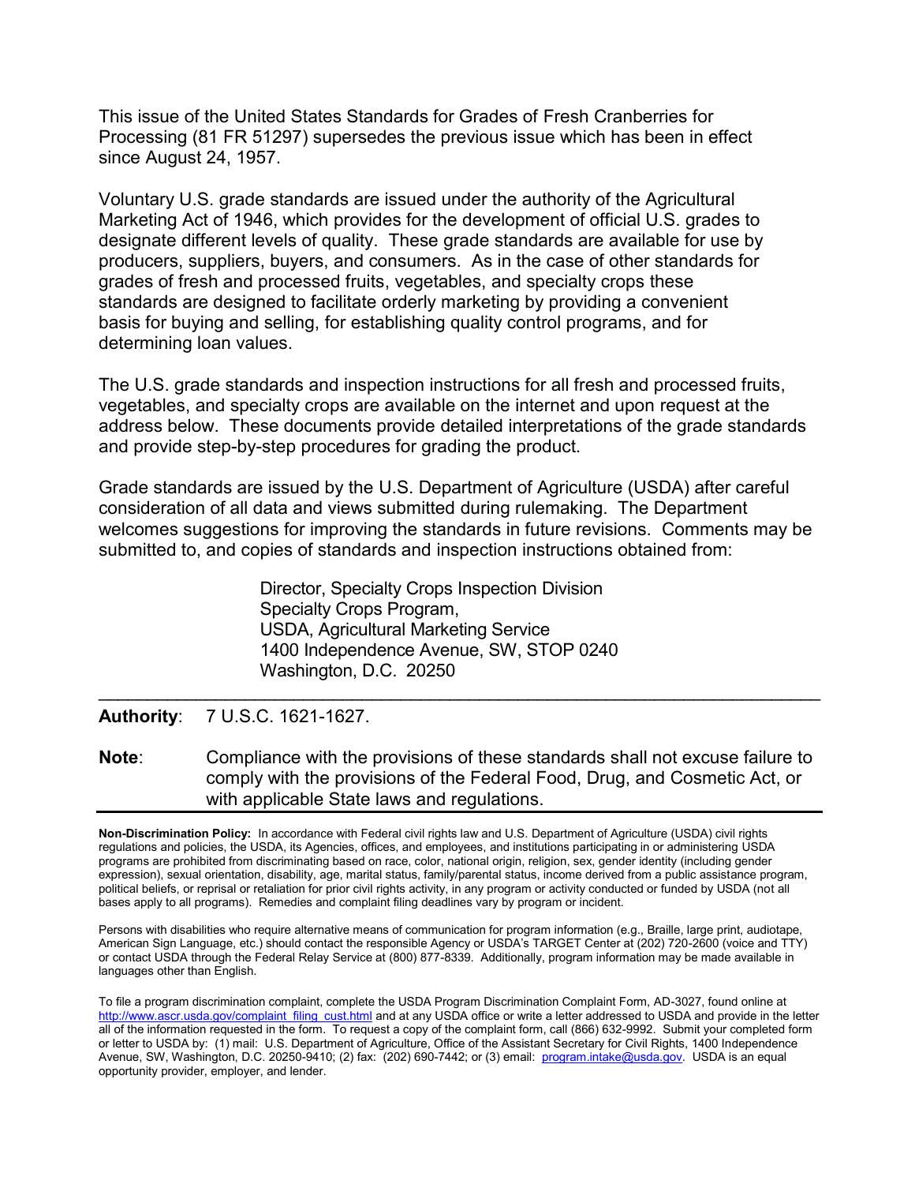This issue of the United States Standards for Grades of Fresh Cranberries for Processing (81 FR 51297) supersedes the previous issue which has been in effect since August 24, 1957.

Voluntary U.S. grade standards are issued under the authority of the Agricultural Marketing Act of 1946, which provides for the development of official U.S. grades to designate different levels of quality. These grade standards are available for use by producers, suppliers, buyers, and consumers. As in the case of other standards for grades of fresh and processed fruits, vegetables, and specialty crops these standards are designed to facilitate orderly marketing by providing a convenient basis for buying and selling, for establishing quality control programs, and for determining loan values.

The U.S. grade standards and inspection instructions for all fresh and processed fruits, vegetables, and specialty crops are available on the internet and upon request at the address below. These documents provide detailed interpretations of the grade standards and provide step-by-step procedures for grading the product.

Grade standards are issued by the U.S. Department of Agriculture (USDA) after careful consideration of all data and views submitted during rulemaking. The Department welcomes suggestions for improving the standards in future revisions. Comments may be submitted to, and copies of standards and inspection instructions obtained from:

Director, Specialty Crops Inspection Division
Specialty Crops Program,
USDA, Agricultural Marketing Service
1400 Independence Avenue, SW, STOP 0240
Washington, D.C. 20250

---

**Authority**: 7 U.S.C. 1621-1627.

**Note**: Compliance with the provisions of these standards shall not excuse failure to comply with the provisions of the Federal Food, Drug, and Cosmetic Act, or with applicable State laws and regulations.

---

**Non-Discrimination Policy:** In accordance with Federal civil rights law and U.S. Department of Agriculture (USDA) civil rights regulations and policies, the USDA, its Agencies, offices, and employees, and institutions participating in or administering USDA programs are prohibited from discriminating based on race, color, national origin, religion, sex, gender identity (including gender expression), sexual orientation, disability, age, marital status, family/parental status, income derived from a public assistance program, political beliefs, or reprisal or retaliation for prior civil rights activity, in any program or activity conducted or funded by USDA (not all bases apply to all programs). Remedies and complaint filing deadlines vary by program or incident.

Persons with disabilities who require alternative means of communication for program information (e.g., Braille, large print, audiotape, American Sign Language, etc.) should contact the responsible Agency or USDA's TARGET Center at (202) 720-2600 (voice and TTY) or contact USDA through the Federal Relay Service at (800) 877-8339. Additionally, program information may be made available in languages other than English.

To file a program discrimination complaint, complete the USDA Program Discrimination Complaint Form, AD-3027, found online at http://www.ascr.usda.gov/complaint_filing_cust.html and at any USDA office or write a letter addressed to USDA and provide in the letter all of the information requested in the form. To request a copy of the complaint form, call (866) 632-9992. Submit your completed form or letter to USDA by: (1) mail: U.S. Department of Agriculture, Office of the Assistant Secretary for Civil Rights, 1400 Independence Avenue, SW, Washington, D.C. 20250-9410; (2) fax: (202) 690-7442; or (3) email: program.intake@usda.gov. USDA is an equal opportunity provider, employer, and lender.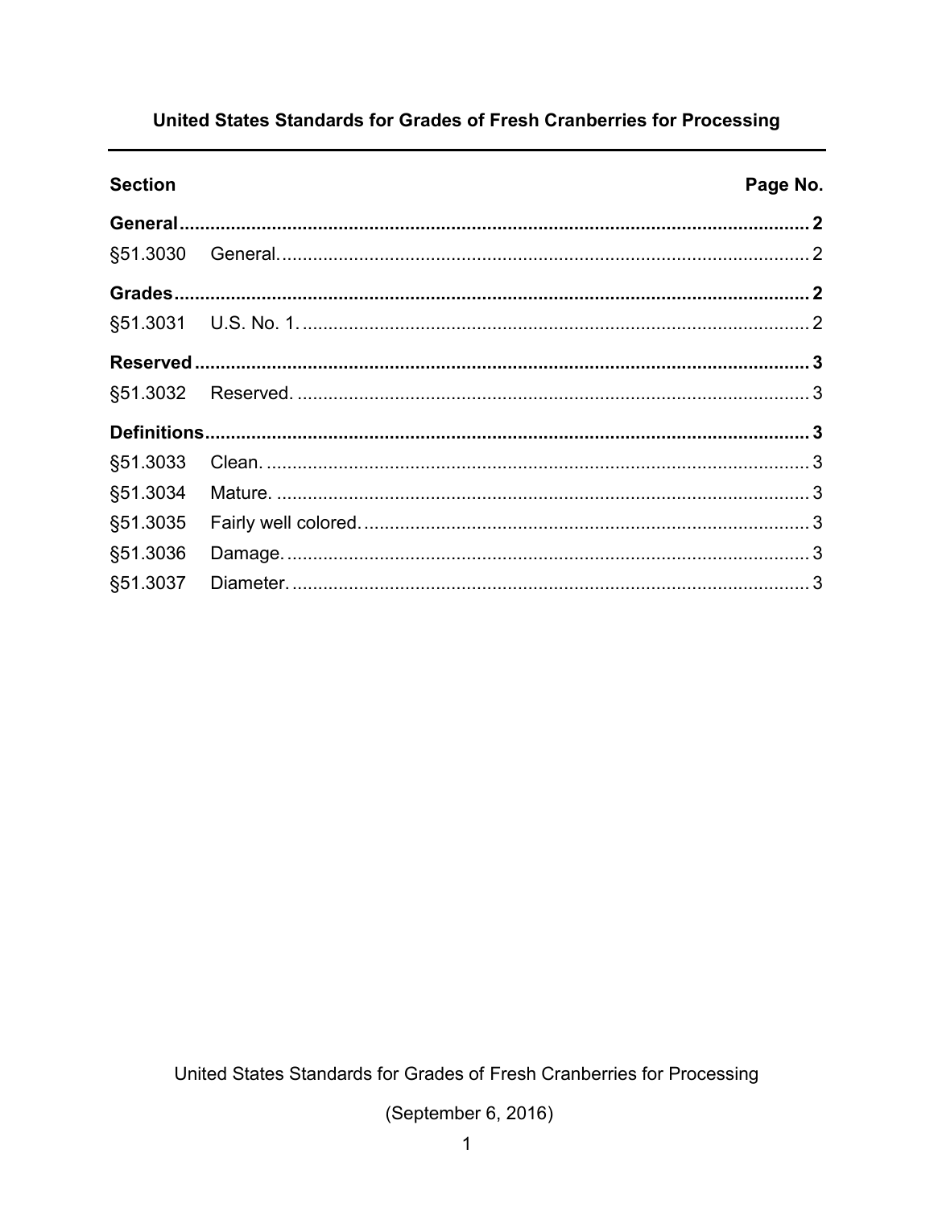# United States Standards for Grades of Fresh Cranberries for Processing

| Section | | Page No. |
|---|---|---|
| **General** | | **2** |
| §51.3030 | General. | 2 |
| **Grades** | | **2** |
| §51.3031 | U.S. No. 1. | 2 |
| **Reserved** | | **3** |
| §51.3032 | Reserved. | 3 |
| **Definitions** | | **3** |
| §51.3033 | Clean. | 3 |
| §51.3034 | Mature. | 3 |
| §51.3035 | Fairly well colored. | 3 |
| §51.3036 | Damage. | 3 |
| §51.3037 | Diameter. | 3 |

United States Standards for Grades of Fresh Cranberries for Processing

(September 6, 2016)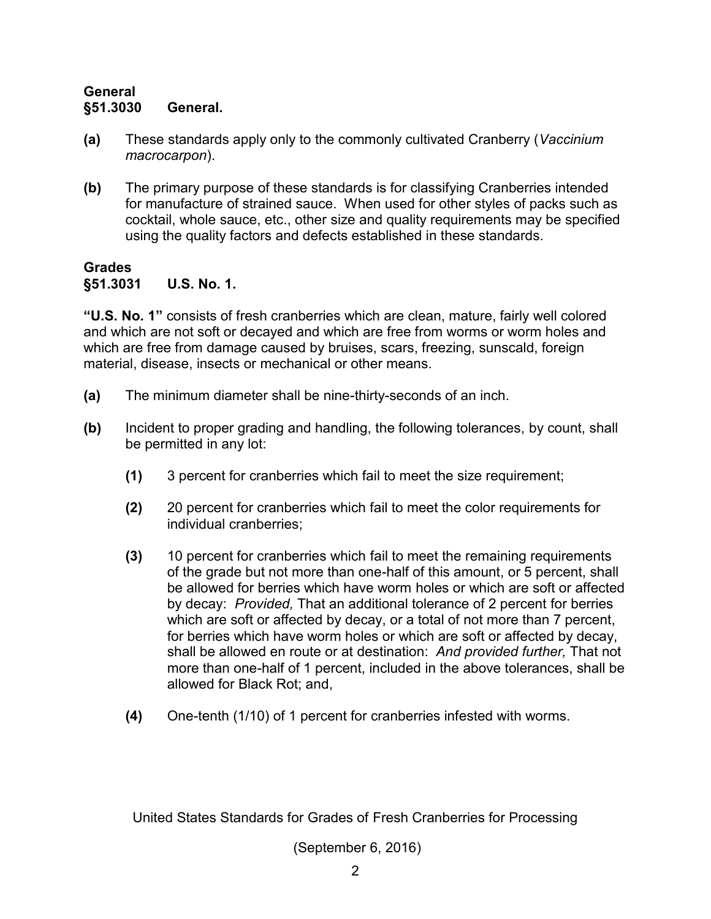## General

### §51.3030 General.

**(a)** These standards apply only to the commonly cultivated Cranberry (*Vaccinium macrocarpon*).

**(b)** The primary purpose of these standards is for classifying Cranberries intended for manufacture of strained sauce. When used for other styles of packs such as cocktail, whole sauce, etc., other size and quality requirements may be specified using the quality factors and defects established in these standards.

## Grades

### §51.3031 U.S. No. 1.

**"U.S. No. 1"** consists of fresh cranberries which are clean, mature, fairly well colored and which are not soft or decayed and which are free from worms or worm holes and which are free from damage caused by bruises, scars, freezing, sunscald, foreign material, disease, insects or mechanical or other means.

**(a)** The minimum diameter shall be nine-thirty-seconds of an inch.

**(b)** Incident to proper grading and handling, the following tolerances, by count, shall be permitted in any lot:

- **(1)** 3 percent for cranberries which fail to meet the size requirement;

- **(2)** 20 percent for cranberries which fail to meet the color requirements for individual cranberries;

- **(3)** 10 percent for cranberries which fail to meet the remaining requirements of the grade but not more than one-half of this amount, or 5 percent, shall be allowed for berries which have worm holes or which are soft or affected by decay: *Provided,* That an additional tolerance of 2 percent for berries which are soft or affected by decay, or a total of not more than 7 percent, for berries which have worm holes or which are soft or affected by decay, shall be allowed en route or at destination: *And provided further,* That not more than one-half of 1 percent, included in the above tolerances, shall be allowed for Black Rot; and,

- **(4)** One-tenth (1/10) of 1 percent for cranberries infested with worms.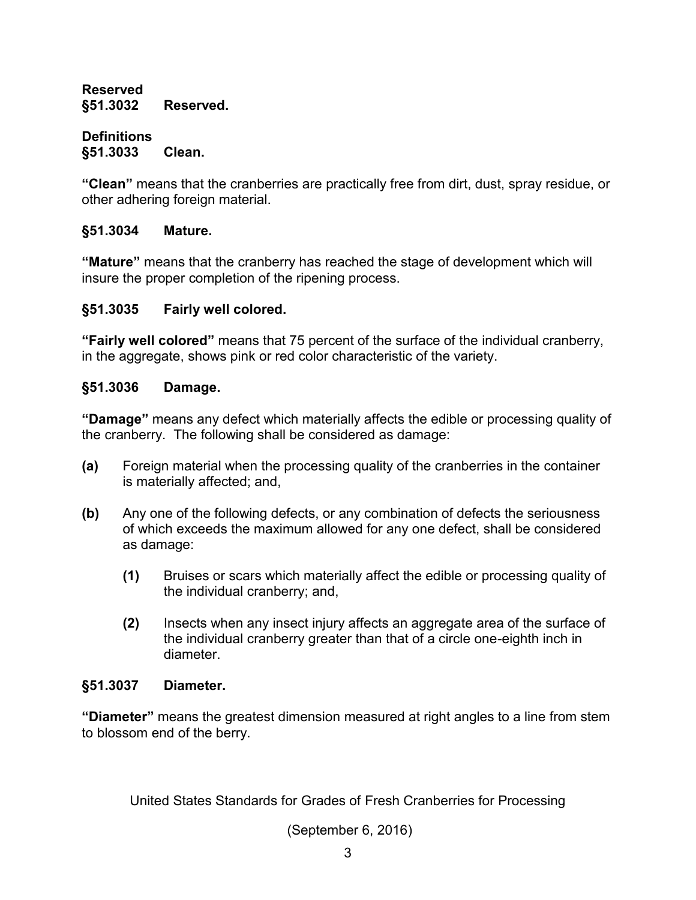**Reserved**
**§51.3032 Reserved.**

**Definitions**
**§51.3033 Clean.**

**"Clean"** means that the cranberries are practically free from dirt, dust, spray residue, or other adhering foreign material.

**§51.3034 Mature.**

**"Mature"** means that the cranberry has reached the stage of development which will insure the proper completion of the ripening process.

**§51.3035 Fairly well colored.**

**"Fairly well colored"** means that 75 percent of the surface of the individual cranberry, in the aggregate, shows pink or red color characteristic of the variety.

**§51.3036 Damage.**

**"Damage"** means any defect which materially affects the edible or processing quality of the cranberry. The following shall be considered as damage:

**(a)** Foreign material when the processing quality of the cranberries in the container is materially affected; and,

**(b)** Any one of the following defects, or any combination of defects the seriousness of which exceeds the maximum allowed for any one defect, shall be considered as damage:

- **(1)** Bruises or scars which materially affect the edible or processing quality of the individual cranberry; and,

- **(2)** Insects when any insect injury affects an aggregate area of the surface of the individual cranberry greater than that of a circle one-eighth inch in diameter.

**§51.3037 Diameter.**

**"Diameter"** means the greatest dimension measured at right angles to a line from stem to blossom end of the berry.